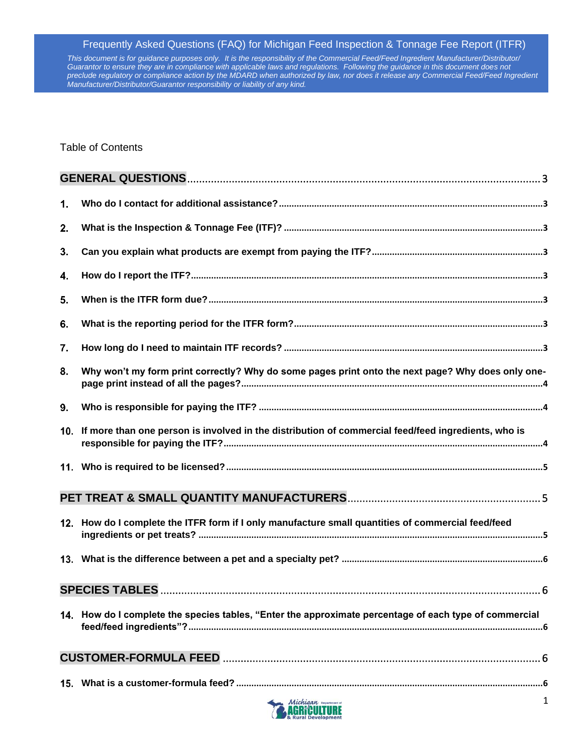# Frequently Asked Questions (FAQ) for Michigan Feed Inspection & Tonnage Fee Report (ITFR)

*This document is for guidance purposes only. It is the responsibility of the Commercial Feed/Feed Ingredient Manufacturer/Distributor/ Guarantor to ensure they are in compliance with applicable laws and regulations. Following the guidance in this document does not preclude regulatory or compliance action by the MDARD when authorized by law, nor does it release any Commercial Feed/Feed Ingredient Manufacturer/Distributor/Guarantor responsibility or liability of any kind.*

Table of Contents

**GENERAL QUESTIONS** ..... 3

1. **Who do I contact for additional assistance?** ..... 3
2. **What is the Inspection & Tonnage Fee (ITF)?** ..... 3
3. **Can you explain what products are exempt from paying the ITF?** ..... 3
4. **How do I report the ITF?** ..... 3
5. **When is the ITFR form due?** ..... 3
6. **What is the reporting period for the ITFR form?** ..... 3
7. **How long do I need to maintain ITF records?** ..... 3
8. **Why won't my form print correctly? Why do some pages print onto the next page? Why does only one-page print instead of all the pages?** ..... 4
9. **Who is responsible for paying the ITF?** ..... 4
10. **If more than one person is involved in the distribution of commercial feed/feed ingredients, who is responsible for paying the ITF?** ..... 4
11. **Who is required to be licensed?** ..... 5

**PET TREAT & SMALL QUANTITY MANUFACTURERS** ..... 5

12. **How do I complete the ITFR form if I only manufacture small quantities of commercial feed/feed ingredients or pet treats?** ..... 5
13. **What is the difference between a pet and a specialty pet?** ..... 6

**SPECIES TABLES** ..... 6

14. **How do I complete the species tables, "Enter the approximate percentage of each type of commercial feed/feed ingredients"?** ..... 6

**CUSTOMER-FORMULA FEED** ..... 6

15. **What is a customer-formula feed?** ..... 6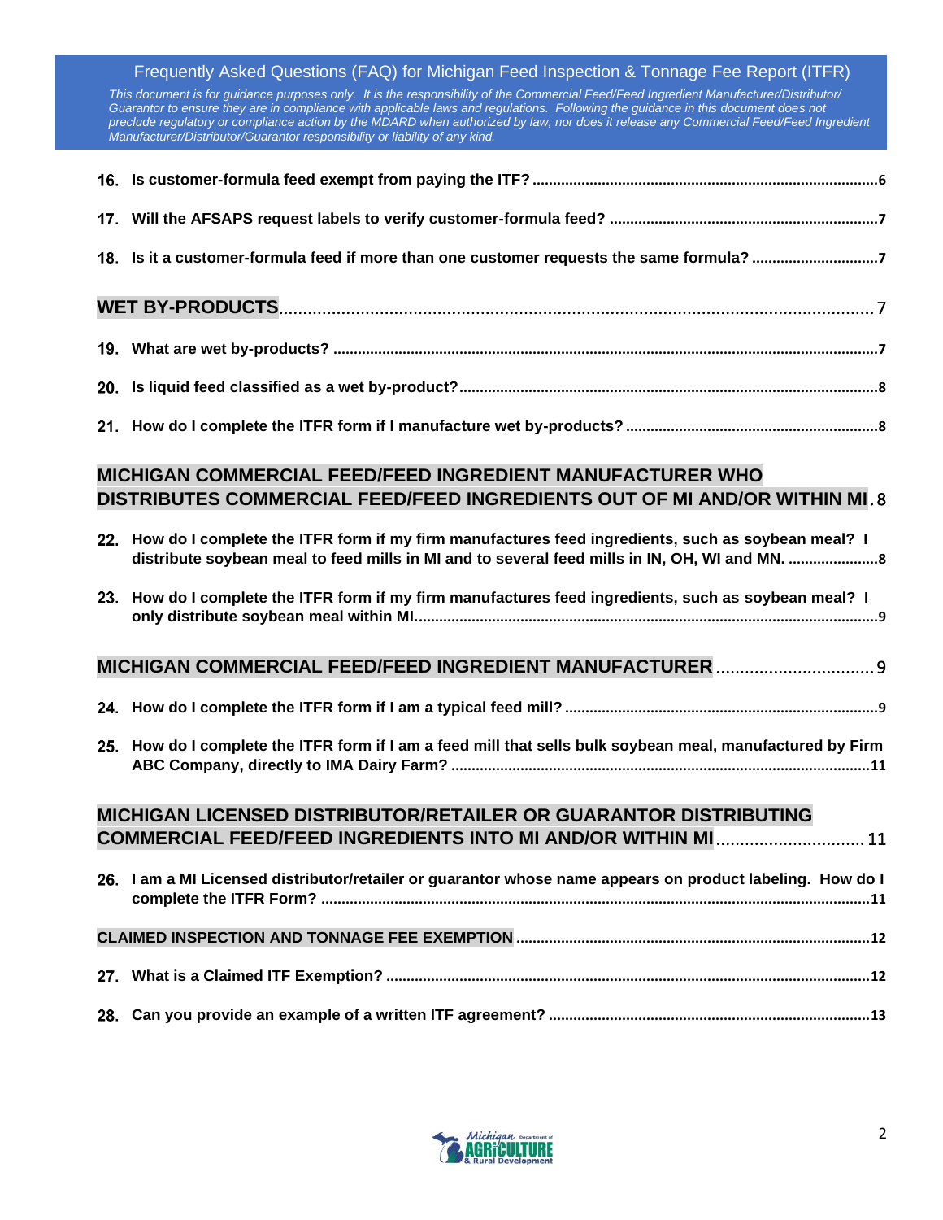16. **Is customer-formula feed exempt from paying the ITF?** .......... 6

17. **Will the AFSAPS request labels to verify customer-formula feed?** .......... 7

18. **Is it a customer-formula feed if more than one customer requests the same formula?** .......... 7

**WET BY-PRODUCTS** .......... 7

19. **What are wet by-products?** .......... 7

20. **Is liquid feed classified as a wet by-product?** .......... 8

21. **How do I complete the ITFR form if I manufacture wet by-products?** .......... 8

**MICHIGAN COMMERCIAL FEED/FEED INGREDIENT MANUFACTURER WHO DISTRIBUTES COMMERCIAL FEED/FEED INGREDIENTS OUT OF MI AND/OR WITHIN MI** .......... 8

22. **How do I complete the ITFR form if my firm manufactures feed ingredients, such as soybean meal? I distribute soybean meal to feed mills in MI and to several feed mills in IN, OH, WI and MN.** .......... 8

23. **How do I complete the ITFR form if my firm manufactures feed ingredients, such as soybean meal? I only distribute soybean meal within MI.** .......... 9

**MICHIGAN COMMERCIAL FEED/FEED INGREDIENT MANUFACTURER** .......... 9

24. **How do I complete the ITFR form if I am a typical feed mill?** .......... 9

25. **How do I complete the ITFR form if I am a feed mill that sells bulk soybean meal, manufactured by Firm ABC Company, directly to IMA Dairy Farm?** .......... 11

**MICHIGAN LICENSED DISTRIBUTOR/RETAILER OR GUARANTOR DISTRIBUTING COMMERCIAL FEED/FEED INGREDIENTS INTO MI AND/OR WITHIN MI** .......... 11

26. **I am a MI Licensed distributor/retailer or guarantor whose name appears on product labeling. How do I complete the ITFR Form?** .......... 11

**CLAIMED INSPECTION AND TONNAGE FEE EXEMPTION** .......... 12

27. **What is a Claimed ITF Exemption?** .......... 12

28. **Can you provide an example of a written ITF agreement?** .......... 13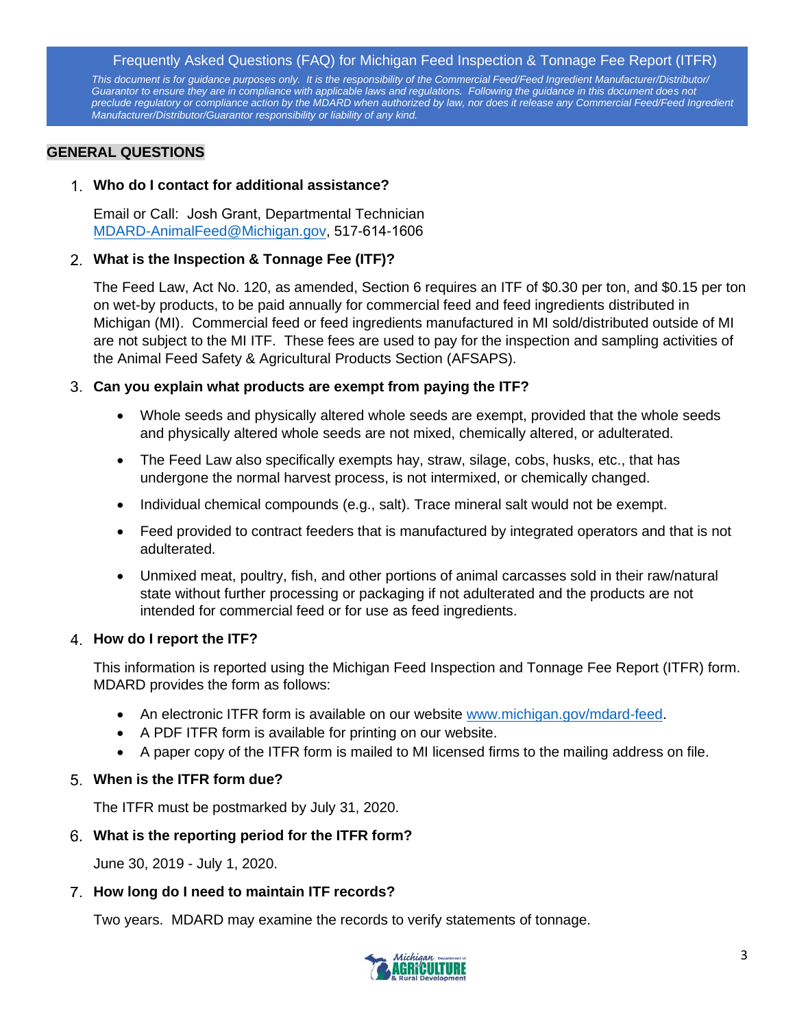Frequently Asked Questions (FAQ) for Michigan Feed Inspection & Tonnage Fee Report (ITFR)

*This document is for guidance purposes only. It is the responsibility of the Commercial Feed/Feed Ingredient Manufacturer/Distributor/ Guarantor to ensure they are in compliance with applicable laws and regulations. Following the guidance in this document does not preclude regulatory or compliance action by the MDARD when authorized by law, nor does it release any Commercial Feed/Feed Ingredient Manufacturer/Distributor/Guarantor responsibility or liability of any kind.*

## GENERAL QUESTIONS

1. **Who do I contact for additional assistance?**

   Email or Call: Josh Grant, Departmental Technician
   MDARD-AnimalFeed@Michigan.gov, 517-614-1606

2. **What is the Inspection & Tonnage Fee (ITF)?**

   The Feed Law, Act No. 120, as amended, Section 6 requires an ITF of $0.30 per ton, and $0.15 per ton on wet-by products, to be paid annually for commercial feed and feed ingredients distributed in Michigan (MI). Commercial feed or feed ingredients manufactured in MI sold/distributed outside of MI are not subject to the MI ITF. These fees are used to pay for the inspection and sampling activities of the Animal Feed Safety & Agricultural Products Section (AFSAPS).

3. **Can you explain what products are exempt from paying the ITF?**

   - Whole seeds and physically altered whole seeds are exempt, provided that the whole seeds and physically altered whole seeds are not mixed, chemically altered, or adulterated.
   - The Feed Law also specifically exempts hay, straw, silage, cobs, husks, etc., that has undergone the normal harvest process, is not intermixed, or chemically changed.
   - Individual chemical compounds (e.g., salt). Trace mineral salt would not be exempt.
   - Feed provided to contract feeders that is manufactured by integrated operators and that is not adulterated.
   - Unmixed meat, poultry, fish, and other portions of animal carcasses sold in their raw/natural state without further processing or packaging if not adulterated and the products are not intended for commercial feed or for use as feed ingredients.

4. **How do I report the ITF?**

   This information is reported using the Michigan Feed Inspection and Tonnage Fee Report (ITFR) form. MDARD provides the form as follows:

   - An electronic ITFR form is available on our website www.michigan.gov/mdard-feed.
   - A PDF ITFR form is available for printing on our website.
   - A paper copy of the ITFR form is mailed to MI licensed firms to the mailing address on file.

5. **When is the ITFR form due?**

   The ITFR must be postmarked by July 31, 2020.

6. **What is the reporting period for the ITFR form?**

   June 30, 2019 - July 1, 2020.

7. **How long do I need to maintain ITF records?**

   Two years. MDARD may examine the records to verify statements of tonnage.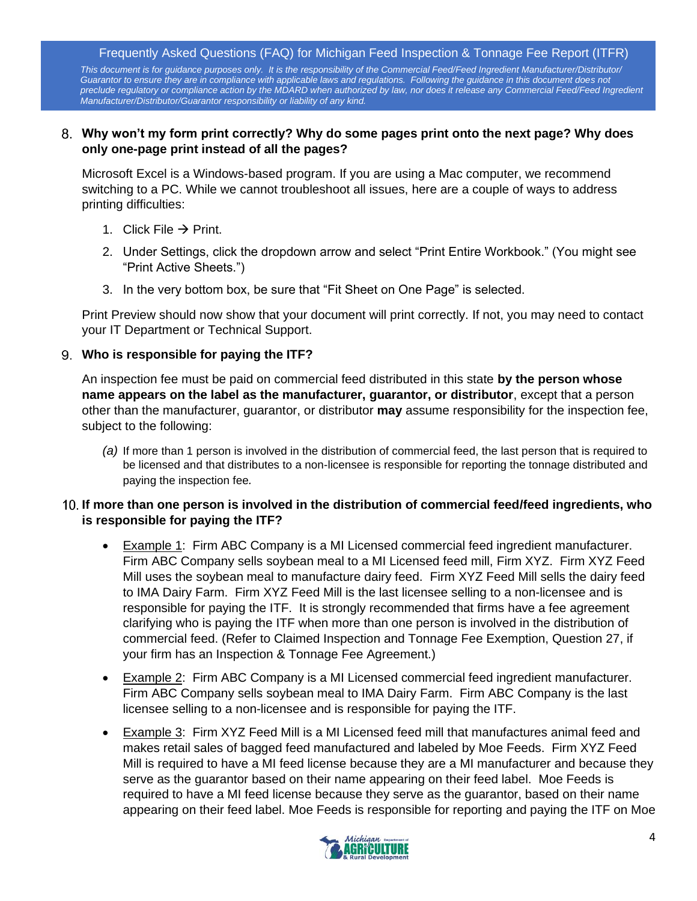8. **Why won't my form print correctly? Why do some pages print onto the next page? Why does only one-page print instead of all the pages?**

   Microsoft Excel is a Windows-based program. If you are using a Mac computer, we recommend switching to a PC. While we cannot troubleshoot all issues, here are a couple of ways to address printing difficulties:

   1. Click File → Print.
   2. Under Settings, click the dropdown arrow and select "Print Entire Workbook." (You might see "Print Active Sheets.")
   3. In the very bottom box, be sure that "Fit Sheet on One Page" is selected.

   Print Preview should now show that your document will print correctly. If not, you may need to contact your IT Department or Technical Support.

9. **Who is responsible for paying the ITF?**

   An inspection fee must be paid on commercial feed distributed in this state **by the person whose name appears on the label as the manufacturer, guarantor, or distributor**, except that a person other than the manufacturer, guarantor, or distributor **may** assume responsibility for the inspection fee, subject to the following:

   *(a)* If more than 1 person is involved in the distribution of commercial feed, the last person that is required to be licensed and that distributes to a non-licensee is responsible for reporting the tonnage distributed and paying the inspection fee.

10. **If more than one person is involved in the distribution of commercial feed/feed ingredients, who is responsible for paying the ITF?**

    - Example 1: Firm ABC Company is a MI Licensed commercial feed ingredient manufacturer. Firm ABC Company sells soybean meal to a MI Licensed feed mill, Firm XYZ. Firm XYZ Feed Mill uses the soybean meal to manufacture dairy feed. Firm XYZ Feed Mill sells the dairy feed to IMA Dairy Farm. Firm XYZ Feed Mill is the last licensee selling to a non-licensee and is responsible for paying the ITF. It is strongly recommended that firms have a fee agreement clarifying who is paying the ITF when more than one person is involved in the distribution of commercial feed. (Refer to Claimed Inspection and Tonnage Fee Exemption, Question 27, if your firm has an Inspection & Tonnage Fee Agreement.)
    - Example 2: Firm ABC Company is a MI Licensed commercial feed ingredient manufacturer. Firm ABC Company sells soybean meal to IMA Dairy Farm. Firm ABC Company is the last licensee selling to a non-licensee and is responsible for paying the ITF.
    - Example 3: Firm XYZ Feed Mill is a MI Licensed feed mill that manufactures animal feed and makes retail sales of bagged feed manufactured and labeled by Moe Feeds. Firm XYZ Feed Mill is required to have a MI feed license because they are a MI manufacturer and because they serve as the guarantor based on their name appearing on their feed label. Moe Feeds is required to have a MI feed license because they serve as the guarantor, based on their name appearing on their feed label. Moe Feeds is responsible for reporting and paying the ITF on Moe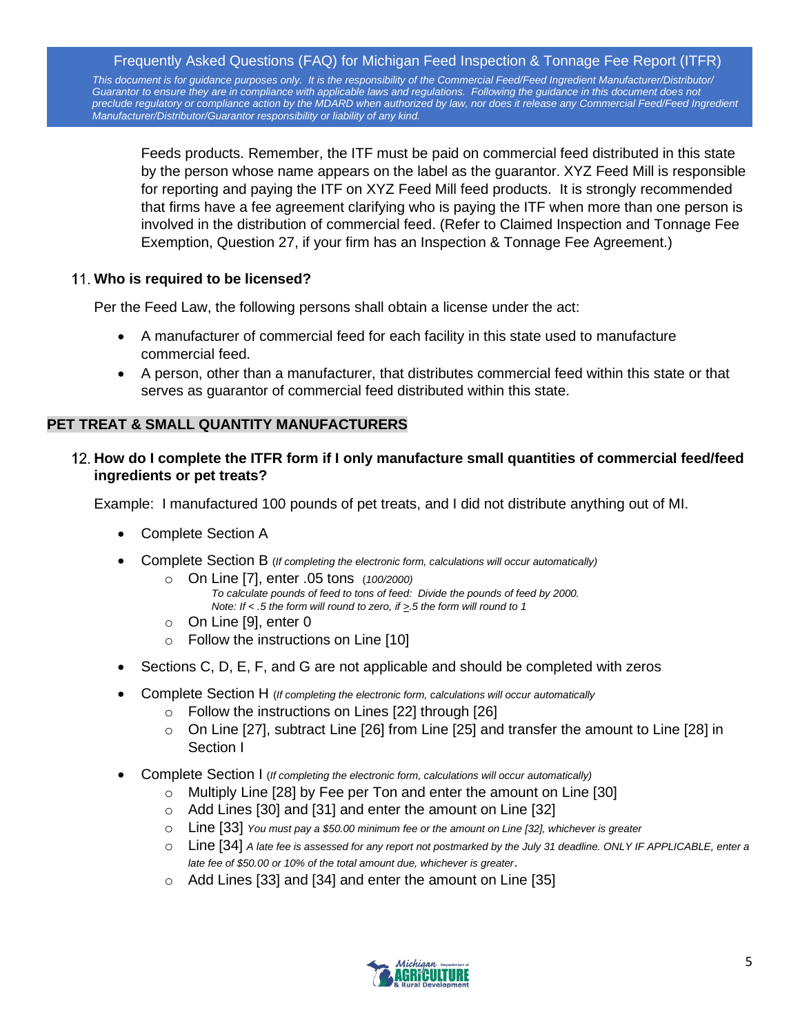Feeds products. Remember, the ITF must be paid on commercial feed distributed in this state by the person whose name appears on the label as the guarantor. XYZ Feed Mill is responsible for reporting and paying the ITF on XYZ Feed Mill feed products. It is strongly recommended that firms have a fee agreement clarifying who is paying the ITF when more than one person is involved in the distribution of commercial feed. (Refer to Claimed Inspection and Tonnage Fee Exemption, Question 27, if your firm has an Inspection & Tonnage Fee Agreement.)

11. **Who is required to be licensed?**

Per the Feed Law, the following persons shall obtain a license under the act:

- A manufacturer of commercial feed for each facility in this state used to manufacture commercial feed.
- A person, other than a manufacturer, that distributes commercial feed within this state or that serves as guarantor of commercial feed distributed within this state.

## PET TREAT & SMALL QUANTITY MANUFACTURERS

12. **How do I complete the ITFR form if I only manufacture small quantities of commercial feed/feed ingredients or pet treats?**

Example: I manufactured 100 pounds of pet treats, and I did not distribute anything out of MI.

- Complete Section A
- Complete Section B *(If completing the electronic form, calculations will occur automatically)*
  - On Line [7], enter .05 tons *(100/2000)*
    *To calculate pounds of feed to tons of feed: Divide the pounds of feed by 2000.*
    *Note: If < .5 the form will round to zero, if ≥.5 the form will round to 1*
  - On Line [9], enter 0
  - Follow the instructions on Line [10]
- Sections C, D, E, F, and G are not applicable and should be completed with zeros
- Complete Section H *(If completing the electronic form, calculations will occur automatically*
  - Follow the instructions on Lines [22] through [26]
  - On Line [27], subtract Line [26] from Line [25] and transfer the amount to Line [28] in Section I
- Complete Section I *(If completing the electronic form, calculations will occur automatically)*
  - Multiply Line [28] by Fee per Ton and enter the amount on Line [30]
  - Add Lines [30] and [31] and enter the amount on Line [32]
  - Line [33] *You must pay a $50.00 minimum fee or the amount on Line [32], whichever is greater*
  - Line [34] *A late fee is assessed for any report not postmarked by the July 31 deadline. ONLY IF APPLICABLE, enter a late fee of $50.00 or 10% of the total amount due, whichever is greater*.
  - Add Lines [33] and [34] and enter the amount on Line [35]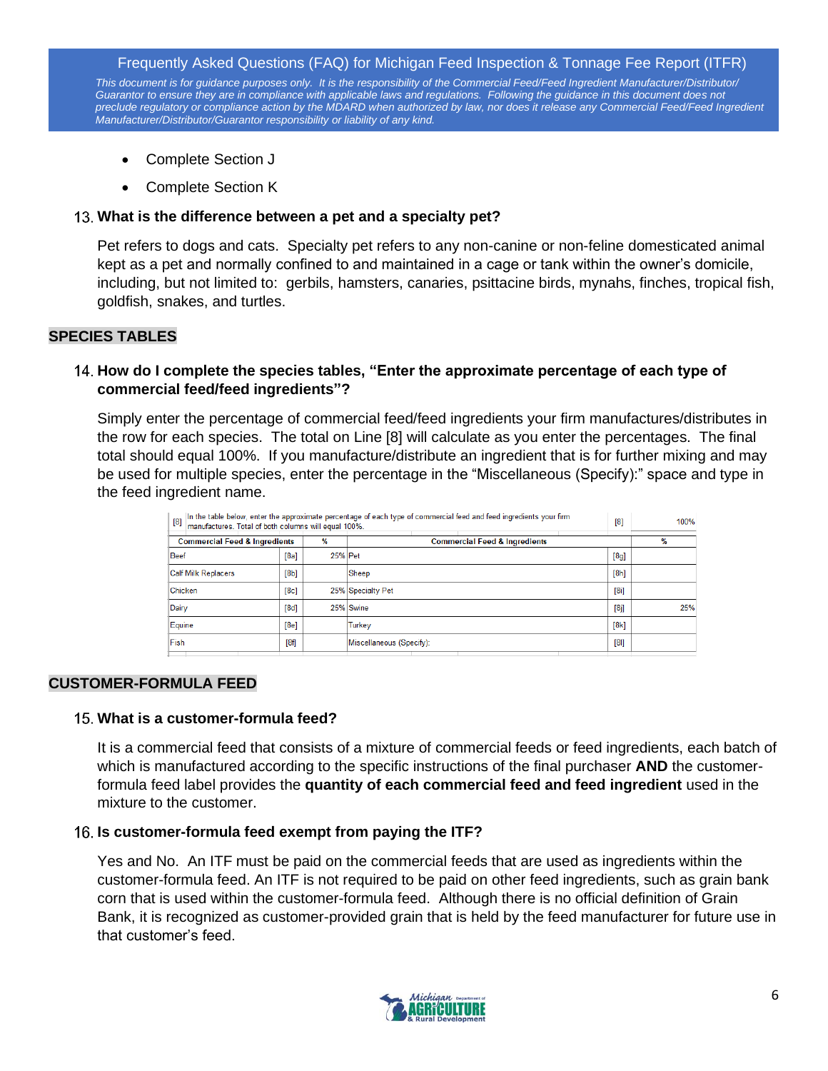- Complete Section J
- Complete Section K

13. **What is the difference between a pet and a specialty pet?**

    Pet refers to dogs and cats. Specialty pet refers to any non-canine or non-feline domesticated animal kept as a pet and normally confined to and maintained in a cage or tank within the owner's domicile, including, but not limited to: gerbils, hamsters, canaries, psittacine birds, mynahs, finches, tropical fish, goldfish, snakes, and turtles.

## SPECIES TABLES

14. **How do I complete the species tables, "Enter the approximate percentage of each type of commercial feed/feed ingredients"?**

    Simply enter the percentage of commercial feed/feed ingredients your firm manufactures/distributes in the row for each species. The total on Line [8] will calculate as you enter the percentages. The final total should equal 100%. If you manufacture/distribute an ingredient that is for further mixing and may be used for multiple species, enter the percentage in the "Miscellaneous (Specify):" space and type in the feed ingredient name.

| [8] In the table below, enter the approximate percentage of each type of commercial feed and feed ingredients your firm manufactures. Total of both columns will equal 100%. | | | | [8] | 100% |
|---|---|---|---|---|---|
| **Commercial Feed & Ingredients** | | **%** | **Commercial Feed & Ingredients** | | **%** |
| Beef | [8a] | 25% | Pet | [8g] | |
| Calf Milk Replacers | [8b] | | Sheep | [8h] | |
| Chicken | [8c] | 25% | Specialty Pet | [8i] | |
| Dairy | [8d] | 25% | Swine | [8j] | 25% |
| Equine | [8e] | | Turkey | [8k] | |
| Fish | [8f] | | Miscellaneous (Specify): | [8l] | |

## CUSTOMER-FORMULA FEED

15. **What is a customer-formula feed?**

    It is a commercial feed that consists of a mixture of commercial feeds or feed ingredients, each batch of which is manufactured according to the specific instructions of the final purchaser **AND** the customer-formula feed label provides the **quantity of each commercial feed and feed ingredient** used in the mixture to the customer.

16. **Is customer-formula feed exempt from paying the ITF?**

    Yes and No. An ITF must be paid on the commercial feeds that are used as ingredients within the customer-formula feed. An ITF is not required to be paid on other feed ingredients, such as grain bank corn that is used within the customer-formula feed. Although there is no official definition of Grain Bank, it is recognized as customer-provided grain that is held by the feed manufacturer for future use in that customer's feed.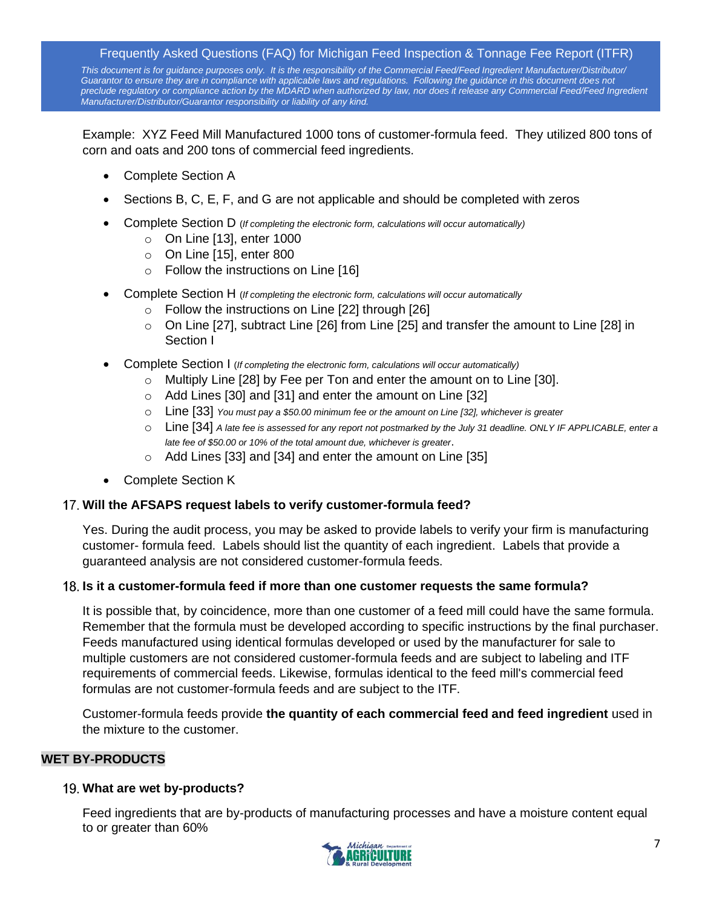Example: XYZ Feed Mill Manufactured 1000 tons of customer-formula feed. They utilized 800 tons of corn and oats and 200 tons of commercial feed ingredients.

- Complete Section A
- Sections B, C, E, F, and G are not applicable and should be completed with zeros
- Complete Section D *(If completing the electronic form, calculations will occur automatically)*
    - On Line [13], enter 1000
    - On Line [15], enter 800
    - Follow the instructions on Line [16]
- Complete Section H *(If completing the electronic form, calculations will occur automatically*
    - Follow the instructions on Line [22] through [26]
    - On Line [27], subtract Line [26] from Line [25] and transfer the amount to Line [28] in Section I
- Complete Section I *(If completing the electronic form, calculations will occur automatically)*
    - Multiply Line [28] by Fee per Ton and enter the amount on to Line [30].
    - Add Lines [30] and [31] and enter the amount on Line [32]
    - Line [33] *You must pay a $50.00 minimum fee or the amount on Line [32], whichever is greater*
    - Line [34] *A late fee is assessed for any report not postmarked by the July 31 deadline. ONLY IF APPLICABLE, enter a late fee of $50.00 or 10% of the total amount due, whichever is greater.*
    - Add Lines [33] and [34] and enter the amount on Line [35]
- Complete Section K

17. **Will the AFSAPS request labels to verify customer-formula feed?**

    Yes. During the audit process, you may be asked to provide labels to verify your firm is manufacturing customer- formula feed. Labels should list the quantity of each ingredient. Labels that provide a guaranteed analysis are not considered customer-formula feeds.

18. **Is it a customer-formula feed if more than one customer requests the same formula?**

    It is possible that, by coincidence, more than one customer of a feed mill could have the same formula. Remember that the formula must be developed according to specific instructions by the final purchaser. Feeds manufactured using identical formulas developed or used by the manufacturer for sale to multiple customers are not considered customer-formula feeds and are subject to labeling and ITF requirements of commercial feeds. Likewise, formulas identical to the feed mill's commercial feed formulas are not customer-formula feeds and are subject to the ITF.

    Customer-formula feeds provide **the quantity of each commercial feed and feed ingredient** used in the mixture to the customer.

## WET BY-PRODUCTS

19. **What are wet by-products?**

    Feed ingredients that are by-products of manufacturing processes and have a moisture content equal to or greater than 60%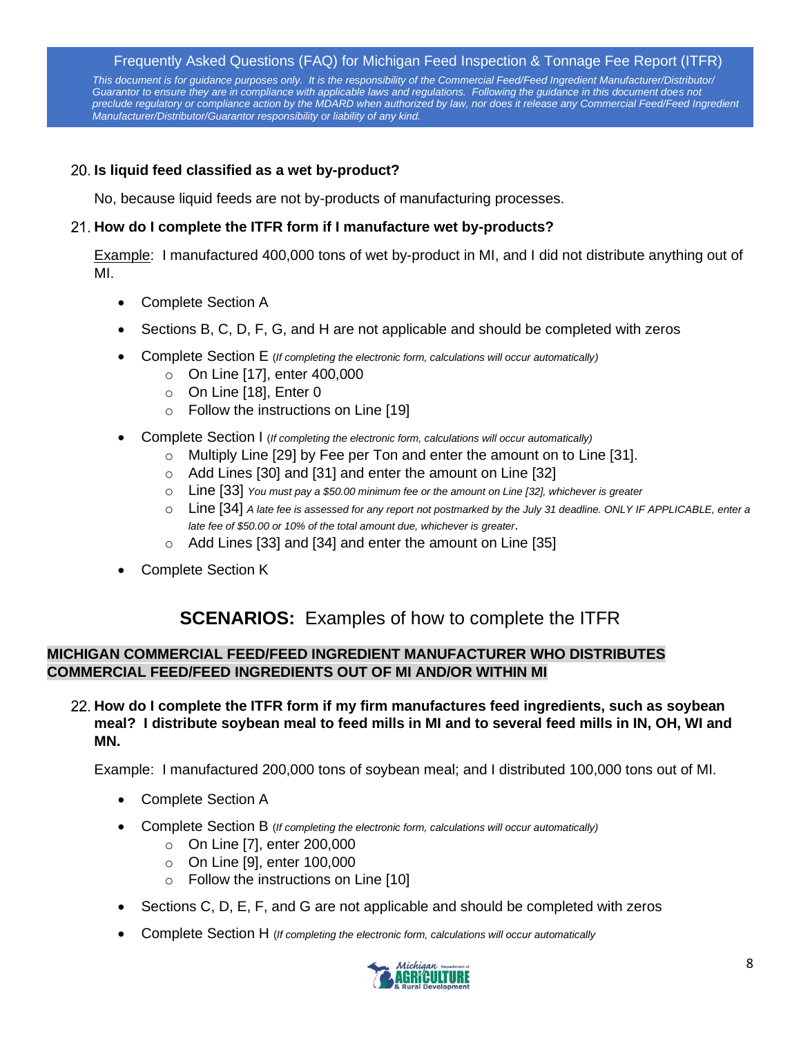20. **Is liquid feed classified as a wet by-product?**

    No, because liquid feeds are not by-products of manufacturing processes.

21. **How do I complete the ITFR form if I manufacture wet by-products?**

    Example: I manufactured 400,000 tons of wet by-product in MI, and I did not distribute anything out of MI.

    - Complete Section A
    - Sections B, C, D, F, G, and H are not applicable and should be completed with zeros
    - Complete Section E (*If completing the electronic form, calculations will occur automatically)*
        - On Line [17], enter 400,000
        - On Line [18], Enter 0
        - Follow the instructions on Line [19]
    - Complete Section I (*If completing the electronic form, calculations will occur automatically)*
        - Multiply Line [29] by Fee per Ton and enter the amount on to Line [31].
        - Add Lines [30] and [31] and enter the amount on Line [32]
        - Line [33] *You must pay a $50.00 minimum fee or the amount on Line [32], whichever is greater*
        - Line [34] *A late fee is assessed for any report not postmarked by the July 31 deadline. ONLY IF APPLICABLE, enter a late fee of $50.00 or 10% of the total amount due, whichever is greater*.
        - Add Lines [33] and [34] and enter the amount on Line [35]
    - Complete Section K

## **SCENARIOS:** Examples of how to complete the ITFR

### MICHIGAN COMMERCIAL FEED/FEED INGREDIENT MANUFACTURER WHO DISTRIBUTES COMMERCIAL FEED/FEED INGREDIENTS OUT OF MI AND/OR WITHIN MI

22. **How do I complete the ITFR form if my firm manufactures feed ingredients, such as soybean meal? I distribute soybean meal to feed mills in MI and to several feed mills in IN, OH, WI and MN.**

    Example: I manufactured 200,000 tons of soybean meal; and I distributed 100,000 tons out of MI.

    - Complete Section A
    - Complete Section B (*If completing the electronic form, calculations will occur automatically)*
        - On Line [7], enter 200,000
        - On Line [9], enter 100,000
        - Follow the instructions on Line [10]
    - Sections C, D, E, F, and G are not applicable and should be completed with zeros
    - Complete Section H (*If completing the electronic form, calculations will occur automatically*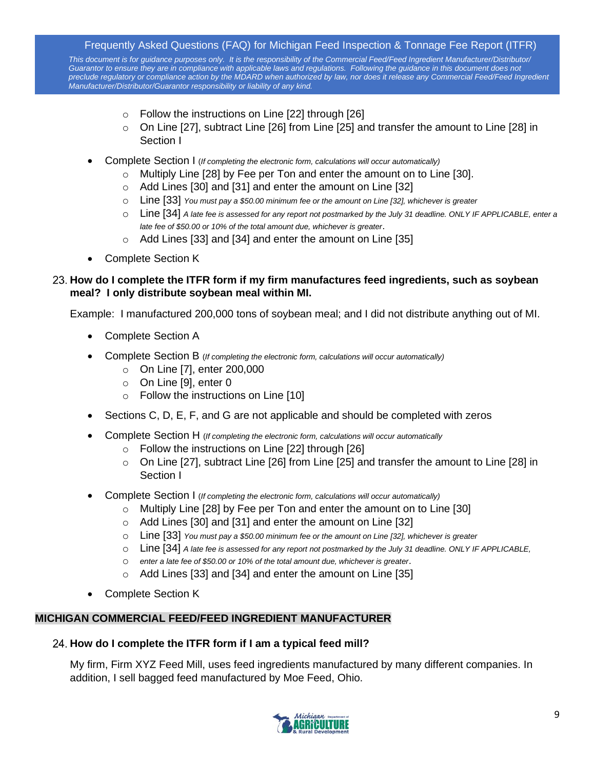- Follow the instructions on Line [22] through [26]
- On Line [27], subtract Line [26] from Line [25] and transfer the amount to Line [28] in Section I

- Complete Section I *(If completing the electronic form, calculations will occur automatically)*
  - Multiply Line [28] by Fee per Ton and enter the amount on to Line [30].
  - Add Lines [30] and [31] and enter the amount on Line [32]
  - Line [33] *You must pay a $50.00 minimum fee or the amount on Line [32], whichever is greater*
  - Line [34] *A late fee is assessed for any report not postmarked by the July 31 deadline. ONLY IF APPLICABLE, enter a late fee of $50.00 or 10% of the total amount due, whichever is greater*.
  - Add Lines [33] and [34] and enter the amount on Line [35]

- Complete Section K

23. **How do I complete the ITFR form if my firm manufactures feed ingredients, such as soybean meal? I only distribute soybean meal within MI.**

Example: I manufactured 200,000 tons of soybean meal; and I did not distribute anything out of MI.

- Complete Section A

- Complete Section B *(If completing the electronic form, calculations will occur automatically)*
  - On Line [7], enter 200,000
  - On Line [9], enter 0
  - Follow the instructions on Line [10]

- Sections C, D, E, F, and G are not applicable and should be completed with zeros

- Complete Section H *(If completing the electronic form, calculations will occur automatically*
  - Follow the instructions on Line [22] through [26]
  - On Line [27], subtract Line [26] from Line [25] and transfer the amount to Line [28] in Section I

- Complete Section I *(If completing the electronic form, calculations will occur automatically)*
  - Multiply Line [28] by Fee per Ton and enter the amount on to Line [30]
  - Add Lines [30] and [31] and enter the amount on Line [32]
  - Line [33] *You must pay a $50.00 minimum fee or the amount on Line [32], whichever is greater*
  - Line [34] *A late fee is assessed for any report not postmarked by the July 31 deadline. ONLY IF APPLICABLE,*
  - *enter a late fee of $50.00 or 10% of the total amount due, whichever is greater*.
  - Add Lines [33] and [34] and enter the amount on Line [35]

- Complete Section K

## MICHIGAN COMMERCIAL FEED/FEED INGREDIENT MANUFACTURER

24. **How do I complete the ITFR form if I am a typical feed mill?**

My firm, Firm XYZ Feed Mill, uses feed ingredients manufactured by many different companies. In addition, I sell bagged feed manufactured by Moe Feed, Ohio.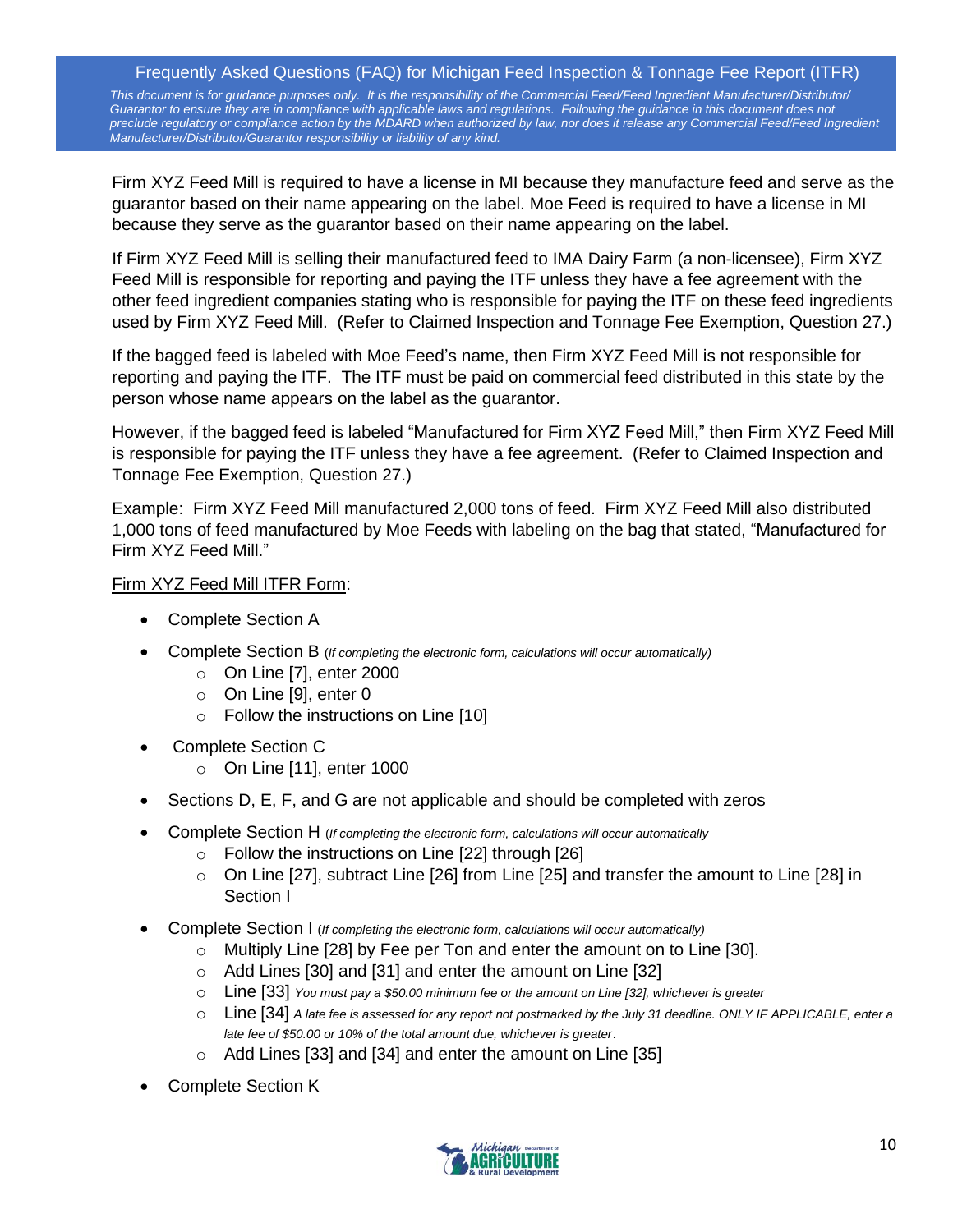Firm XYZ Feed Mill is required to have a license in MI because they manufacture feed and serve as the guarantor based on their name appearing on the label. Moe Feed is required to have a license in MI because they serve as the guarantor based on their name appearing on the label.

If Firm XYZ Feed Mill is selling their manufactured feed to IMA Dairy Farm (a non-licensee), Firm XYZ Feed Mill is responsible for reporting and paying the ITF unless they have a fee agreement with the other feed ingredient companies stating who is responsible for paying the ITF on these feed ingredients used by Firm XYZ Feed Mill. (Refer to Claimed Inspection and Tonnage Fee Exemption, Question 27.)

If the bagged feed is labeled with Moe Feed's name, then Firm XYZ Feed Mill is not responsible for reporting and paying the ITF. The ITF must be paid on commercial feed distributed in this state by the person whose name appears on the label as the guarantor.

However, if the bagged feed is labeled "Manufactured for Firm XYZ Feed Mill," then Firm XYZ Feed Mill is responsible for paying the ITF unless they have a fee agreement. (Refer to Claimed Inspection and Tonnage Fee Exemption, Question 27.)

Example: Firm XYZ Feed Mill manufactured 2,000 tons of feed. Firm XYZ Feed Mill also distributed 1,000 tons of feed manufactured by Moe Feeds with labeling on the bag that stated, "Manufactured for Firm XYZ Feed Mill."

Firm XYZ Feed Mill ITFR Form:

- Complete Section A
- Complete Section B *(If completing the electronic form, calculations will occur automatically)*
  - On Line [7], enter 2000
  - On Line [9], enter 0
  - Follow the instructions on Line [10]
- Complete Section C
  - On Line [11], enter 1000
- Sections D, E, F, and G are not applicable and should be completed with zeros
- Complete Section H *(If completing the electronic form, calculations will occur automatically*
  - Follow the instructions on Line [22] through [26]
  - On Line [27], subtract Line [26] from Line [25] and transfer the amount to Line [28] in Section I
- Complete Section I *(If completing the electronic form, calculations will occur automatically)*
  - Multiply Line [28] by Fee per Ton and enter the amount on to Line [30].
  - Add Lines [30] and [31] and enter the amount on Line [32]
  - Line [33] *You must pay a $50.00 minimum fee or the amount on Line [32], whichever is greater*
  - Line [34] *A late fee is assessed for any report not postmarked by the July 31 deadline. ONLY IF APPLICABLE, enter a late fee of $50.00 or 10% of the total amount due, whichever is greater*.
  - Add Lines [33] and [34] and enter the amount on Line [35]
- Complete Section K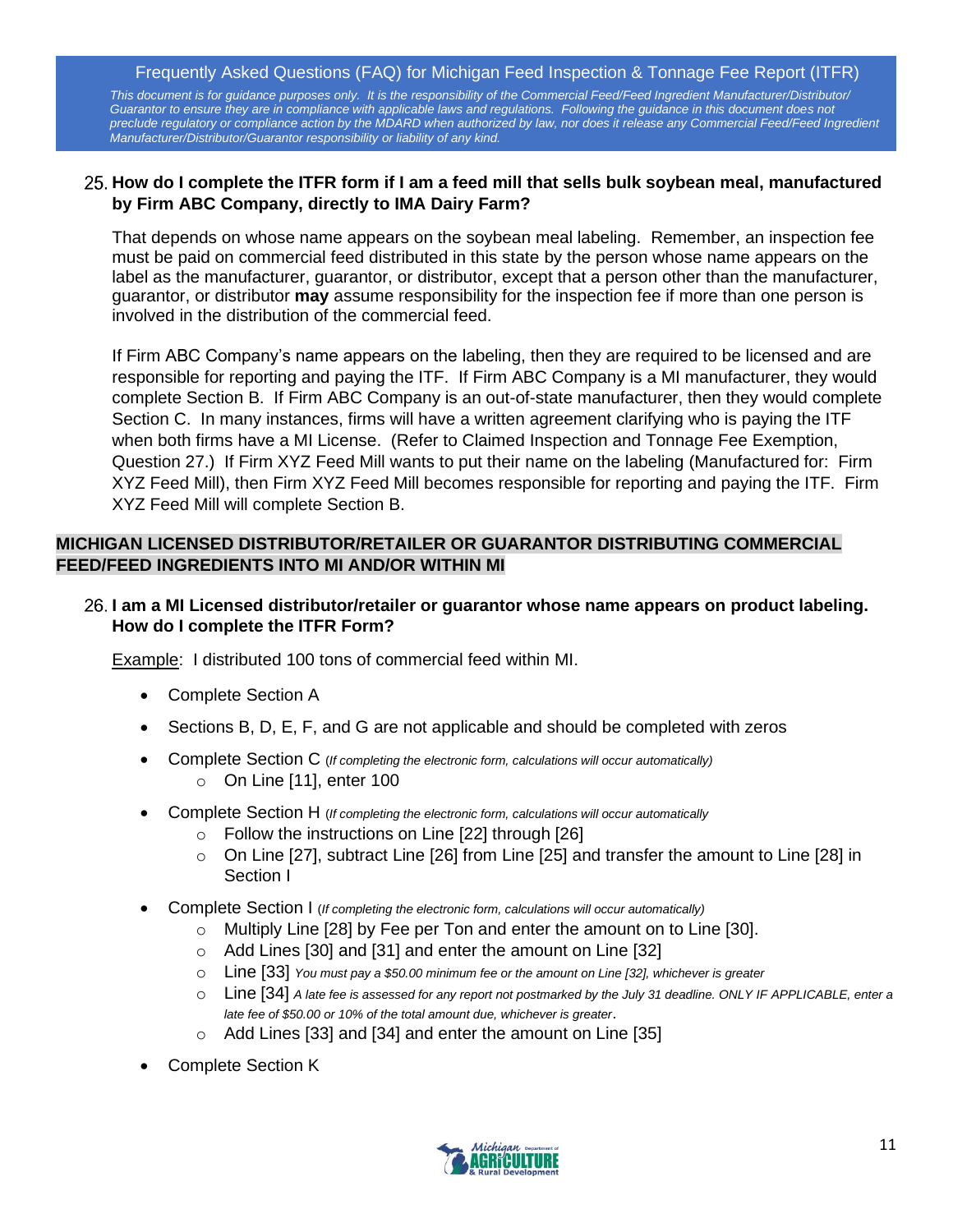25. **How do I complete the ITFR form if I am a feed mill that sells bulk soybean meal, manufactured by Firm ABC Company, directly to IMA Dairy Farm?**

That depends on whose name appears on the soybean meal labeling. Remember, an inspection fee must be paid on commercial feed distributed in this state by the person whose name appears on the label as the manufacturer, guarantor, or distributor, except that a person other than the manufacturer, guarantor, or distributor **may** assume responsibility for the inspection fee if more than one person is involved in the distribution of the commercial feed.

If Firm ABC Company's name appears on the labeling, then they are required to be licensed and are responsible for reporting and paying the ITF. If Firm ABC Company is a MI manufacturer, they would complete Section B. If Firm ABC Company is an out-of-state manufacturer, then they would complete Section C. In many instances, firms will have a written agreement clarifying who is paying the ITF when both firms have a MI License. (Refer to Claimed Inspection and Tonnage Fee Exemption, Question 27.) If Firm XYZ Feed Mill wants to put their name on the labeling (Manufactured for: Firm XYZ Feed Mill), then Firm XYZ Feed Mill becomes responsible for reporting and paying the ITF. Firm XYZ Feed Mill will complete Section B.

## MICHIGAN LICENSED DISTRIBUTOR/RETAILER OR GUARANTOR DISTRIBUTING COMMERCIAL FEED/FEED INGREDIENTS INTO MI AND/OR WITHIN MI

26. **I am a MI Licensed distributor/retailer or guarantor whose name appears on product labeling. How do I complete the ITFR Form?**

Example: I distributed 100 tons of commercial feed within MI.

- Complete Section A
- Sections B, D, E, F, and G are not applicable and should be completed with zeros
- Complete Section C *(If completing the electronic form, calculations will occur automatically)*
  - On Line [11], enter 100
- Complete Section H *(If completing the electronic form, calculations will occur automatically*
  - Follow the instructions on Line [22] through [26]
  - On Line [27], subtract Line [26] from Line [25] and transfer the amount to Line [28] in Section I
- Complete Section I *(If completing the electronic form, calculations will occur automatically)*
  - Multiply Line [28] by Fee per Ton and enter the amount on to Line [30].
  - Add Lines [30] and [31] and enter the amount on Line [32]
  - Line [33] *You must pay a $50.00 minimum fee or the amount on Line [32], whichever is greater*
  - Line [34] *A late fee is assessed for any report not postmarked by the July 31 deadline. ONLY IF APPLICABLE, enter a late fee of $50.00 or 10% of the total amount due, whichever is greater.*
  - Add Lines [33] and [34] and enter the amount on Line [35]
- Complete Section K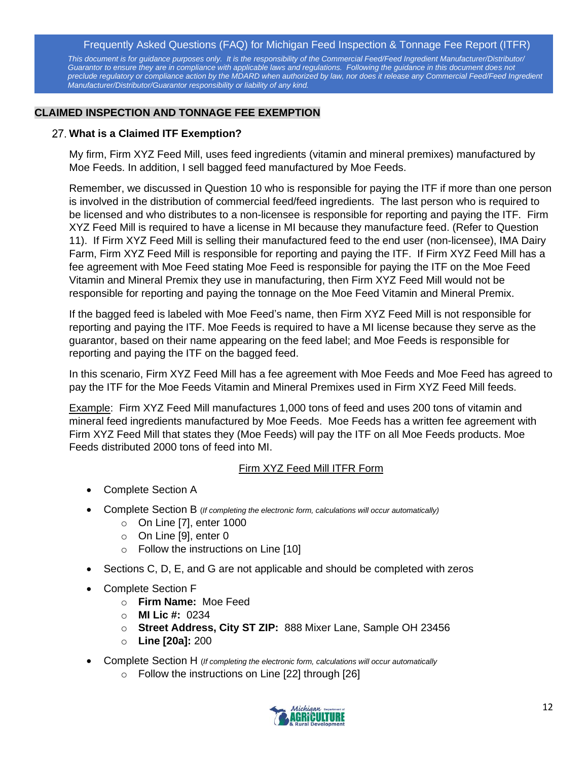## CLAIMED INSPECTION AND TONNAGE FEE EXEMPTION

27. **What is a Claimed ITF Exemption?**

My firm, Firm XYZ Feed Mill, uses feed ingredients (vitamin and mineral premixes) manufactured by Moe Feeds. In addition, I sell bagged feed manufactured by Moe Feeds.

Remember, we discussed in Question 10 who is responsible for paying the ITF if more than one person is involved in the distribution of commercial feed/feed ingredients. The last person who is required to be licensed and who distributes to a non-licensee is responsible for reporting and paying the ITF. Firm XYZ Feed Mill is required to have a license in MI because they manufacture feed. (Refer to Question 11). If Firm XYZ Feed Mill is selling their manufactured feed to the end user (non-licensee), IMA Dairy Farm, Firm XYZ Feed Mill is responsible for reporting and paying the ITF. If Firm XYZ Feed Mill has a fee agreement with Moe Feed stating Moe Feed is responsible for paying the ITF on the Moe Feed Vitamin and Mineral Premix they use in manufacturing, then Firm XYZ Feed Mill would not be responsible for reporting and paying the tonnage on the Moe Feed Vitamin and Mineral Premix.

If the bagged feed is labeled with Moe Feed's name, then Firm XYZ Feed Mill is not responsible for reporting and paying the ITF. Moe Feeds is required to have a MI license because they serve as the guarantor, based on their name appearing on the feed label; and Moe Feeds is responsible for reporting and paying the ITF on the bagged feed.

In this scenario, Firm XYZ Feed Mill has a fee agreement with Moe Feeds and Moe Feed has agreed to pay the ITF for the Moe Feeds Vitamin and Mineral Premixes used in Firm XYZ Feed Mill feeds.

Example: Firm XYZ Feed Mill manufactures 1,000 tons of feed and uses 200 tons of vitamin and mineral feed ingredients manufactured by Moe Feeds. Moe Feeds has a written fee agreement with Firm XYZ Feed Mill that states they (Moe Feeds) will pay the ITF on all Moe Feeds products. Moe Feeds distributed 2000 tons of feed into MI.

Firm XYZ Feed Mill ITFR Form

- Complete Section A
- Complete Section B (*If completing the electronic form, calculations will occur automatically)*
  - On Line [7], enter 1000
  - On Line [9], enter 0
  - Follow the instructions on Line [10]
- Sections C, D, E, and G are not applicable and should be completed with zeros
- Complete Section F
  - **Firm Name:** Moe Feed
  - **MI Lic #:** 0234
  - **Street Address, City ST ZIP:** 888 Mixer Lane, Sample OH 23456
  - **Line [20a]:** 200
- Complete Section H (*If completing the electronic form, calculations will occur automatically*
  - Follow the instructions on Line [22] through [26]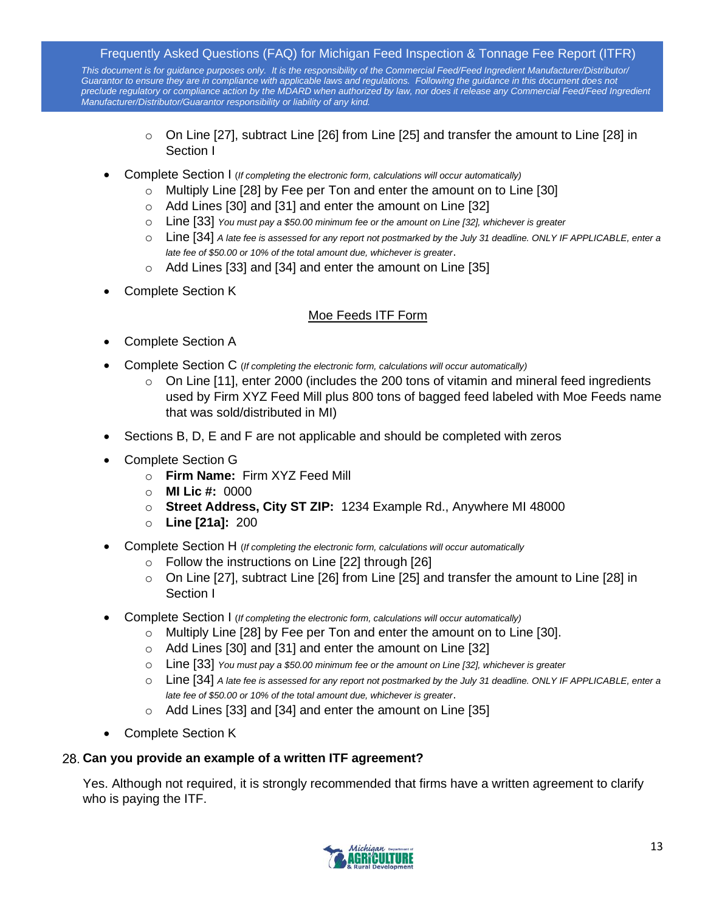- On Line [27], subtract Line [26] from Line [25] and transfer the amount to Line [28] in Section I
- Complete Section I (*If completing the electronic form, calculations will occur automatically)*
  - Multiply Line [28] by Fee per Ton and enter the amount on to Line [30]
  - Add Lines [30] and [31] and enter the amount on Line [32]
  - Line [33] *You must pay a $50.00 minimum fee or the amount on Line [32], whichever is greater*
  - Line [34] *A late fee is assessed for any report not postmarked by the July 31 deadline. ONLY IF APPLICABLE, enter a late fee of $50.00 or 10% of the total amount due, whichever is greater*.
  - Add Lines [33] and [34] and enter the amount on Line [35]
- Complete Section K

<u>Moe Feeds ITF Form</u>

- Complete Section A
- Complete Section C (*If completing the electronic form, calculations will occur automatically)*
  - On Line [11], enter 2000 (includes the 200 tons of vitamin and mineral feed ingredients used by Firm XYZ Feed Mill plus 800 tons of bagged feed labeled with Moe Feeds name that was sold/distributed in MI)
- Sections B, D, E and F are not applicable and should be completed with zeros
- Complete Section G
  - **Firm Name:** Firm XYZ Feed Mill
  - **MI Lic #:** 0000
  - **Street Address, City ST ZIP:** 1234 Example Rd., Anywhere MI 48000
  - **Line [21a]:** 200
- Complete Section H (*If completing the electronic form, calculations will occur automatically*
  - Follow the instructions on Line [22] through [26]
  - On Line [27], subtract Line [26] from Line [25] and transfer the amount to Line [28] in Section I
- Complete Section I (*If completing the electronic form, calculations will occur automatically)*
  - Multiply Line [28] by Fee per Ton and enter the amount on to Line [30].
  - Add Lines [30] and [31] and enter the amount on Line [32]
  - Line [33] *You must pay a $50.00 minimum fee or the amount on Line [32], whichever is greater*
  - Line [34] *A late fee is assessed for any report not postmarked by the July 31 deadline. ONLY IF APPLICABLE, enter a late fee of $50.00 or 10% of the total amount due, whichever is greater*.
  - Add Lines [33] and [34] and enter the amount on Line [35]
- Complete Section K

28. **Can you provide an example of a written ITF agreement?**

Yes. Although not required, it is strongly recommended that firms have a written agreement to clarify who is paying the ITF.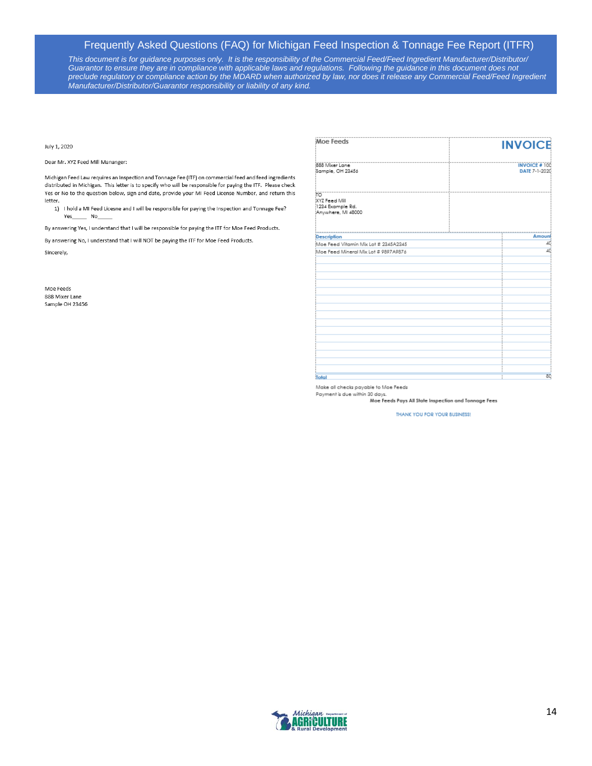# Frequently Asked Questions (FAQ) for Michigan Feed Inspection & Tonnage Fee Report (ITFR)

*This document is for guidance purposes only. It is the responsibility of the Commercial Feed/Feed Ingredient Manufacturer/Distributor/Guarantor to ensure they are in compliance with applicable laws and regulations. Following the guidance in this document does not preclude regulatory or compliance action by the MDARD when authorized by law, nor does it release any Commercial Feed/Feed Ingredient Manufacturer/Distributor/Guarantor responsibility or liability of any kind.*

July 1, 2020

Dear Mr. XYZ Feed Mill Mananger:

Michigan Feed Law requires an Inspection and Tonnage Fee (ITF) on commercial feed and feed ingredients distributed in Michigan. This letter is to specify who will be responsible for paying the ITF. Please check Yes or No to the question below, sign and date, provide your MI Feed License Number, and return this letter.

1) I hold a MI Feed Licesne and I will be responsible for paying the Inspection and Tonnage Fee?
   Yes_____ No_____

By answering Yes, I understand that I will be responsible for paying the ITF for Moe Feed Products.

By answering No, I understand that I will NOT be paying the ITF for Moe Feed Products.

Sincerely,

Moe Feeds
888 Mixer Lane
Sample OH 23456

**Moe Feeds** — **INVOICE**

888 Mixer Lane
Sample, OH 23456

INVOICE # 100
DATE 7-1-2020

TO
XYZ Feed Mill
1234 Example Rd.
Anywhere, MI 48000

| Description | Amount |
|---|---|
| Moe Feed Vitamin Mix Lot # 2345A2345 | 40 |
| Moe Feed Mineral Mix Lot # 9897A9876 | 40 |
| Total | 80 |

Make all checks payable to Moe Feeds
Payment is due within 30 days.
**Moe Feeds Pays All State Inspection and Tonnage Fees**

THANK YOU FOR YOUR BUSINESS!